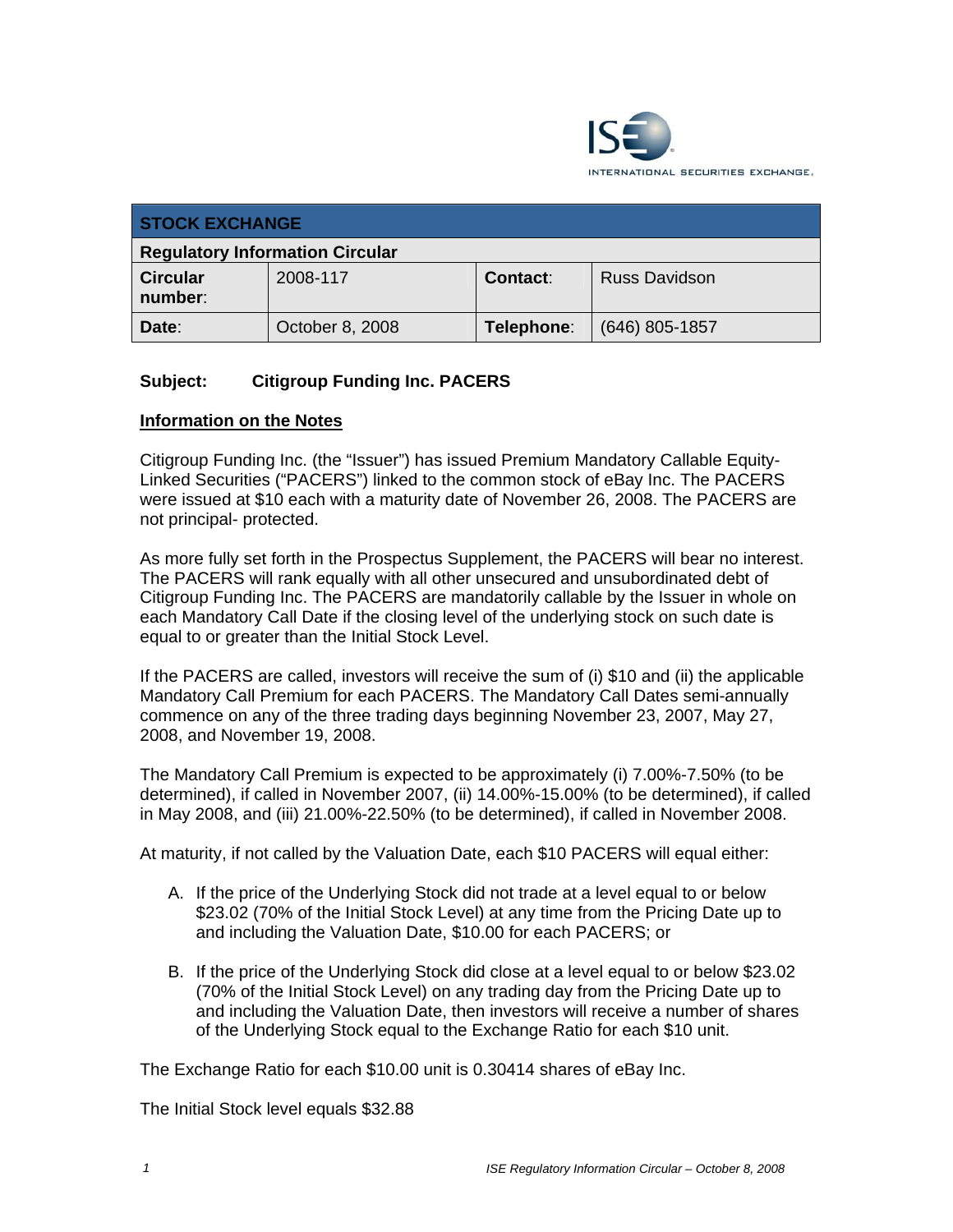ISE INTERNATIONAL SECURITIES EXCHANGE.

| STOCK EXCHANGE | | | |
|---|---|---|---|
| **Regulatory Information Circular** | | | |
| **Circular number**: | 2008-117 | **Contact**: | Russ Davidson |
| **Date**: | October 8, 2008 | **Telephone**: | (646) 805-1857 |

**Subject: Citigroup Funding Inc. PACERS**

**Information on the Notes**

Citigroup Funding Inc. (the "Issuer") has issued Premium Mandatory Callable Equity-Linked Securities ("PACERS") linked to the common stock of eBay Inc. The PACERS were issued at $10 each with a maturity date of November 26, 2008. The PACERS are not principal- protected.

As more fully set forth in the Prospectus Supplement, the PACERS will bear no interest. The PACERS will rank equally with all other unsecured and unsubordinated debt of Citigroup Funding Inc. The PACERS are mandatorily callable by the Issuer in whole on each Mandatory Call Date if the closing level of the underlying stock on such date is equal to or greater than the Initial Stock Level.

If the PACERS are called, investors will receive the sum of (i) $10 and (ii) the applicable Mandatory Call Premium for each PACERS. The Mandatory Call Dates semi-annually commence on any of the three trading days beginning November 23, 2007, May 27, 2008, and November 19, 2008.

The Mandatory Call Premium is expected to be approximately (i) 7.00%-7.50% (to be determined), if called in November 2007, (ii) 14.00%-15.00% (to be determined), if called in May 2008, and (iii) 21.00%-22.50% (to be determined), if called in November 2008.

At maturity, if not called by the Valuation Date, each $10 PACERS will equal either:

A. If the price of the Underlying Stock did not trade at a level equal to or below $23.02 (70% of the Initial Stock Level) at any time from the Pricing Date up to and including the Valuation Date, $10.00 for each PACERS; or

B. If the price of the Underlying Stock did close at a level equal to or below $23.02 (70% of the Initial Stock Level) on any trading day from the Pricing Date up to and including the Valuation Date, then investors will receive a number of shares of the Underlying Stock equal to the Exchange Ratio for each $10 unit.

The Exchange Ratio for each $10.00 unit is 0.30414 shares of eBay Inc.

The Initial Stock level equals $32.88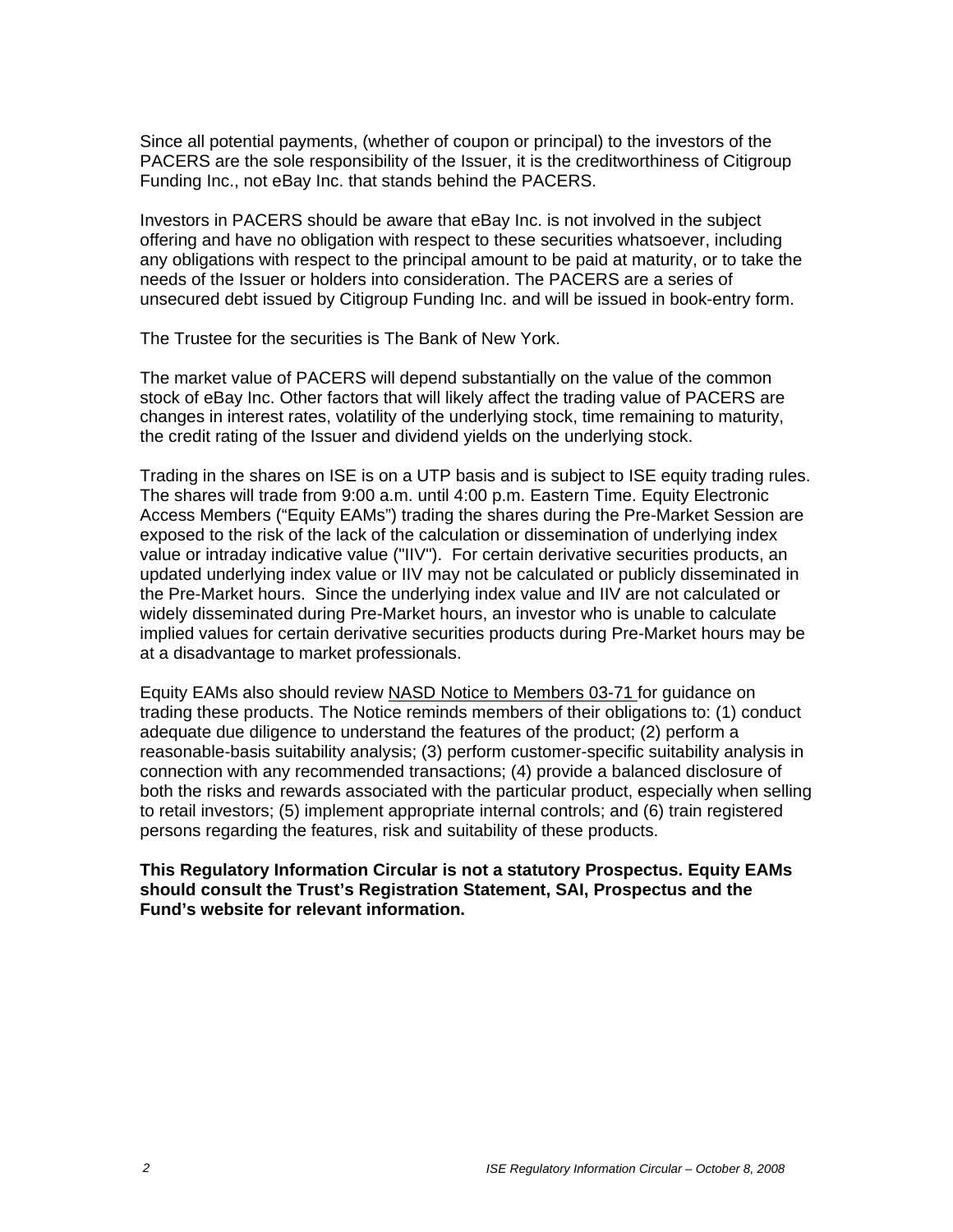Since all potential payments, (whether of coupon or principal) to the investors of the PACERS are the sole responsibility of the Issuer, it is the creditworthiness of Citigroup Funding Inc., not eBay Inc. that stands behind the PACERS.

Investors in PACERS should be aware that eBay Inc. is not involved in the subject offering and have no obligation with respect to these securities whatsoever, including any obligations with respect to the principal amount to be paid at maturity, or to take the needs of the Issuer or holders into consideration. The PACERS are a series of unsecured debt issued by Citigroup Funding Inc. and will be issued in book-entry form.

The Trustee for the securities is The Bank of New York.

The market value of PACERS will depend substantially on the value of the common stock of eBay Inc. Other factors that will likely affect the trading value of PACERS are changes in interest rates, volatility of the underlying stock, time remaining to maturity, the credit rating of the Issuer and dividend yields on the underlying stock.

Trading in the shares on ISE is on a UTP basis and is subject to ISE equity trading rules. The shares will trade from 9:00 a.m. until 4:00 p.m. Eastern Time. Equity Electronic Access Members ("Equity EAMs") trading the shares during the Pre-Market Session are exposed to the risk of the lack of the calculation or dissemination of underlying index value or intraday indicative value ("IIV"). For certain derivative securities products, an updated underlying index value or IIV may not be calculated or publicly disseminated in the Pre-Market hours. Since the underlying index value and IIV are not calculated or widely disseminated during Pre-Market hours, an investor who is unable to calculate implied values for certain derivative securities products during Pre-Market hours may be at a disadvantage to market professionals.

Equity EAMs also should review NASD Notice to Members 03-71 for guidance on trading these products. The Notice reminds members of their obligations to: (1) conduct adequate due diligence to understand the features of the product; (2) perform a reasonable-basis suitability analysis; (3) perform customer-specific suitability analysis in connection with any recommended transactions; (4) provide a balanced disclosure of both the risks and rewards associated with the particular product, especially when selling to retail investors; (5) implement appropriate internal controls; and (6) train registered persons regarding the features, risk and suitability of these products.

**This Regulatory Information Circular is not a statutory Prospectus. Equity EAMs should consult the Trust's Registration Statement, SAI, Prospectus and the Fund's website for relevant information.**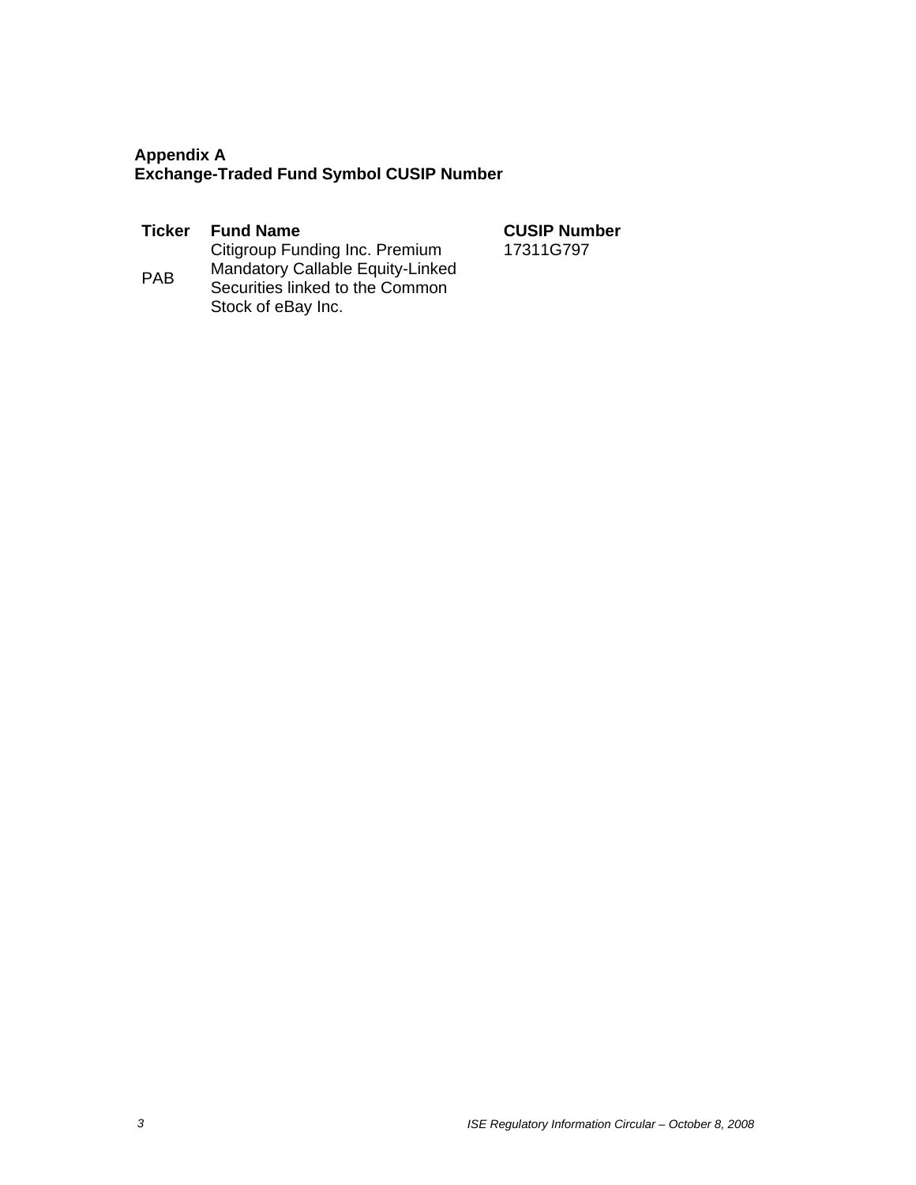**Appendix A**
**Exchange-Traded Fund Symbol CUSIP Number**

| Ticker | Fund Name | CUSIP Number |
| --- | --- | --- |
| PAB | Citigroup Funding Inc. Premium Mandatory Callable Equity-Linked Securities linked to the Common Stock of eBay Inc. | 17311G797 |